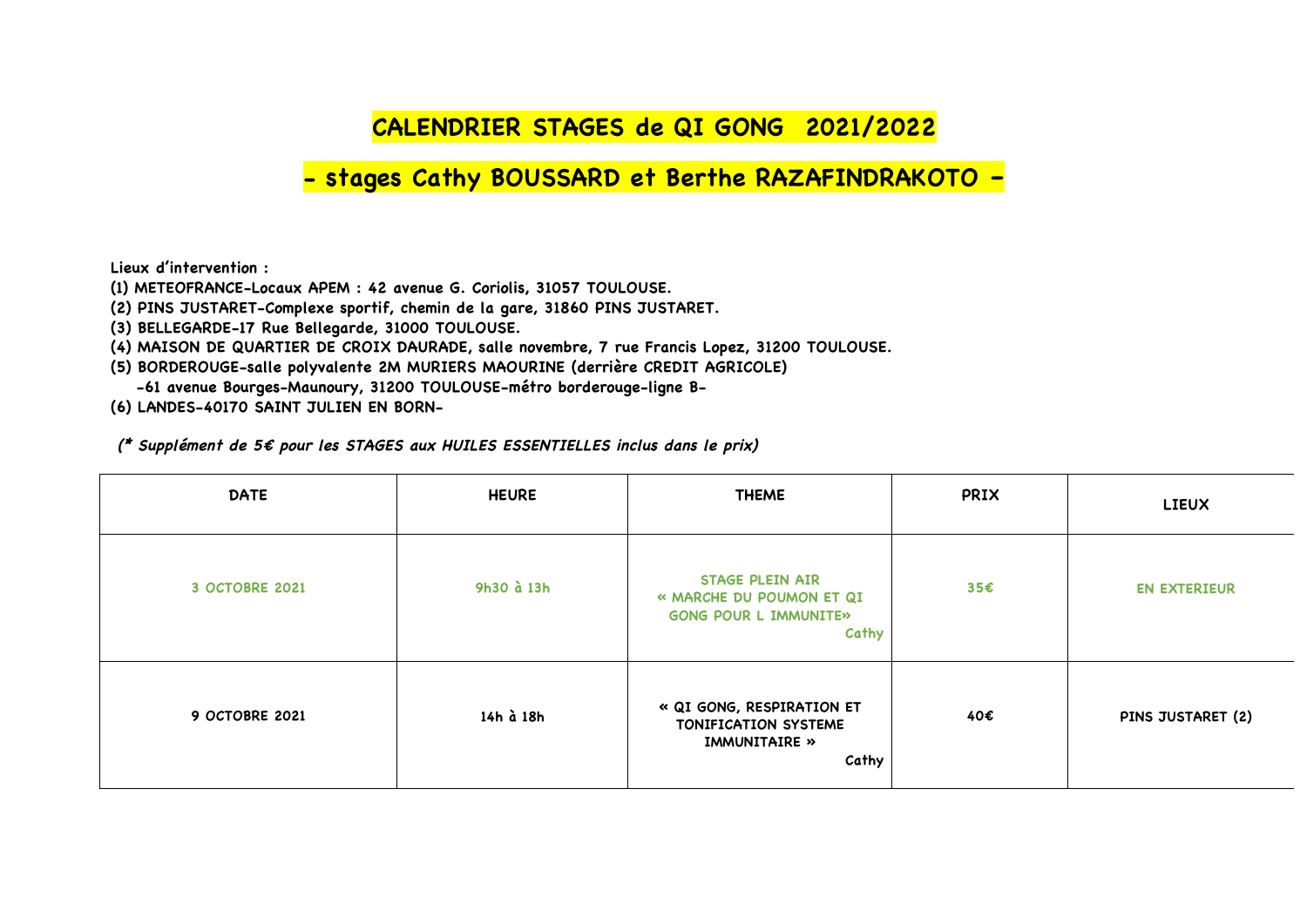# CALENDRIER STAGES de QI GONG 2021/2022

## - stages Cathy BOUSSARD et Berthe RAZAFINDRAKOTO -

**Lieux d'intervention :**

**(1) METEOFRANCE-Locaux APEM : 42 avenue G. Coriolis, 31057 TOULOUSE.**

**(2) PINS JUSTARET-Complexe sportif, chemin de la gare, 31860 PINS JUSTARET.**

**(3) BELLEGARDE-17 Rue Bellegarde, 31000 TOULOUSE.**

**(4) MAISON DE QUARTIER DE CROIX DAURADE, salle novembre, 7 rue Francis Lopez, 31200 TOULOUSE.**

**(5) BORDEROUGE-salle polyvalente 2M MURIERS MAOURINE (derrière CREDIT AGRICOLE)**
**-61 avenue Bourges-Maunoury, 31200 TOULOUSE-métro borderouge-ligne B-**

**(6) LANDES-40170 SAINT JULIEN EN BORN-**

***(\* Supplément de 5€ pour les STAGES aux HUILES ESSENTIELLES inclus dans le prix)***

| DATE | HEURE | THEME | PRIX | LIEUX |
|---|---|---|---|---|
| 3 OCTOBRE 2021 | 9h30 à 13h | STAGE PLEIN AIR « MARCHE DU POUMON ET QI GONG POUR L IMMUNITE» Cathy | 35€ | EN EXTERIEUR |
| 9 OCTOBRE 2021 | 14h à 18h | « QI GONG, RESPIRATION ET TONIFICATION SYSTEME IMMUNITAIRE » Cathy | 40€ | PINS JUSTARET (2) |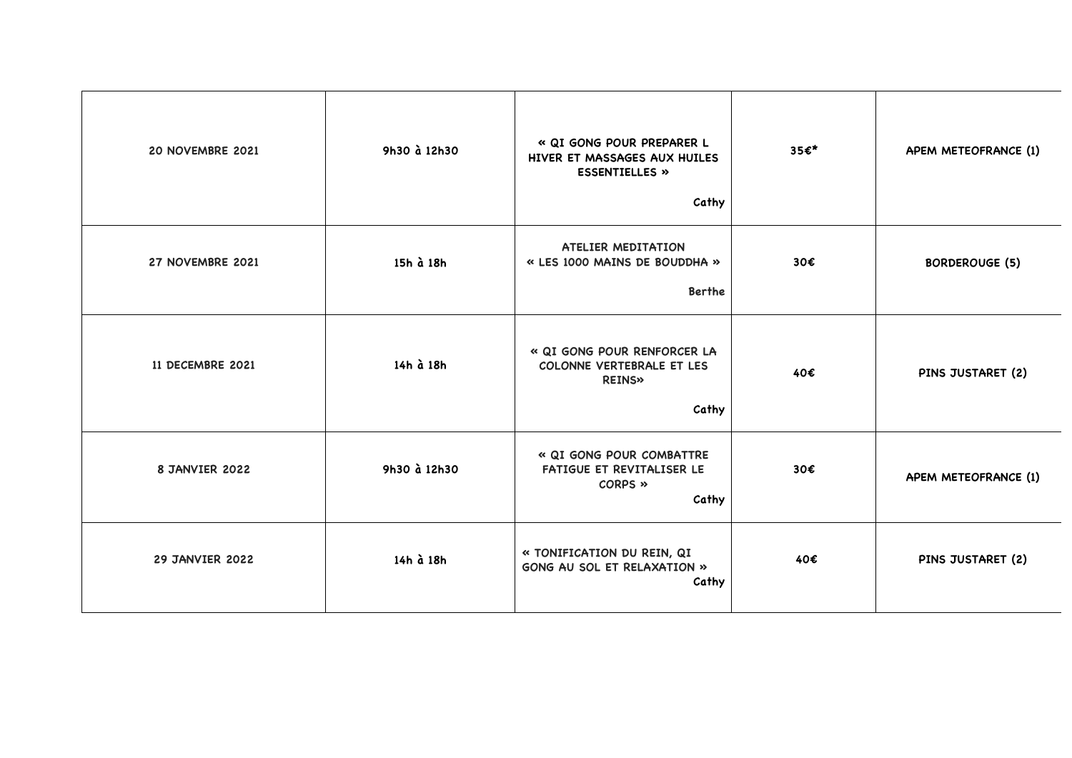| | | | | |
|---|---|---|---|---|
| 20 NOVEMBRE 2021 | 9h30 à 12h30 | « QI GONG POUR PREPARER L HIVER ET MASSAGES AUX HUILES ESSENTIELLES » Cathy | 35€* | APEM METEOFRANCE (1) |
| 27 NOVEMBRE 2021 | 15h à 18h | ATELIER MEDITATION « LES 1000 MAINS DE BOUDDHA » Berthe | 30€ | BORDEROUGE (5) |
| 11 DECEMBRE 2021 | 14h à 18h | « QI GONG POUR RENFORCER LA COLONNE VERTEBRALE ET LES REINS» Cathy | 40€ | PINS JUSTARET (2) |
| 8 JANVIER 2022 | 9h30 à 12h30 | « QI GONG POUR COMBATTRE FATIGUE ET REVITALISER LE CORPS » Cathy | 30€ | APEM METEOFRANCE (1) |
| 29 JANVIER 2022 | 14h à 18h | « TONIFICATION DU REIN, QI GONG AU SOL ET RELAXATION » Cathy | 40€ | PINS JUSTARET (2) |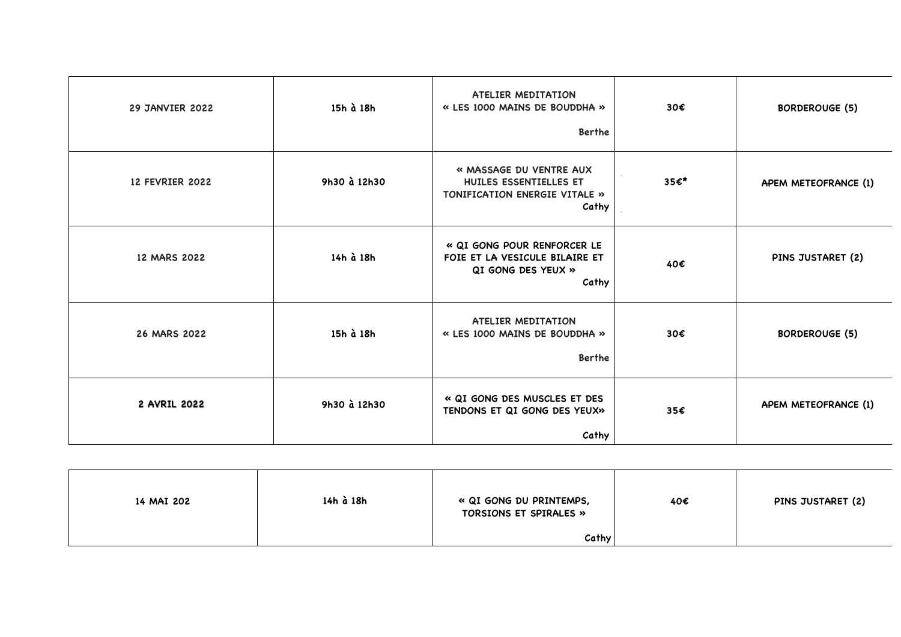| 29 JANVIER 2022 | 15h à 18h | ATELIER MEDITATION « LES 1000 MAINS DE BOUDDHA » Berthe | 30€ | BORDEROUGE (5) |
|---|---|---|---|---|
| 12 FEVRIER 2022 | 9h30 à 12h30 | « MASSAGE DU VENTRE AUX HUILES ESSENTIELLES ET TONIFICATION ENERGIE VITALE » Cathy | 35€* | APEM METEOFRANCE (1) |
| 12 MARS 2022 | 14h à 18h | « QI GONG POUR RENFORCER LE FOIE ET LA VESICULE BILAIRE ET QI GONG DES YEUX » Cathy | 40€ | PINS JUSTARET (2) |
| 26 MARS 2022 | 15h à 18h | ATELIER MEDITATION « LES 1000 MAINS DE BOUDDHA » Berthe | 30€ | BORDEROUGE (5) |
| **2 AVRIL 2022** | 9h30 à 12h30 | « QI GONG DES MUSCLES ET DES TENDONS ET QI GONG DES YEUX» Cathy | 35€ | APEM METEOFRANCE (1) |
| 14 MAI 202 | 14h à 18h | « QI GONG DU PRINTEMPS, TORSIONS ET SPIRALES » Cathy | 40€ | PINS JUSTARET (2) |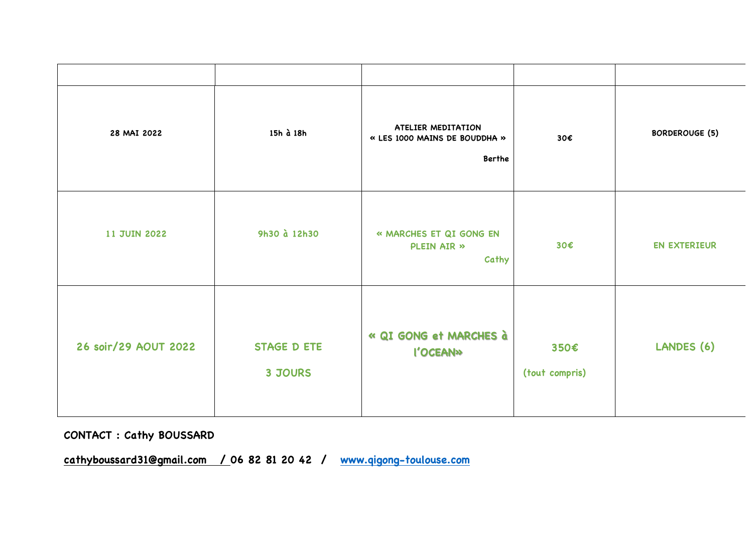| | | | | |
|---|---|---|---|---|
| 28 MAI 2022 | 15h à 18h | ATELIER MEDITATION « LES 1000 MAINS DE BOUDDHA » Berthe | 30€ | BORDEROUGE (5) |
| 11 JUIN 2022 | 9h30 à 12h30 | « MARCHES ET QI GONG EN PLEIN AIR » Cathy | 30€ | EN EXTERIEUR |
| 26 soir/29 AOUT 2022 | STAGE D ETE 3 JOURS | « QI GONG et MARCHES à l'OCEAN» | 350€ (tout compris) | LANDES (6) |

**CONTACT : Cathy BOUSSARD**

**cathyboussard31@gmail.com / 06 82 81 20 42 / www.qigong-toulouse.com**